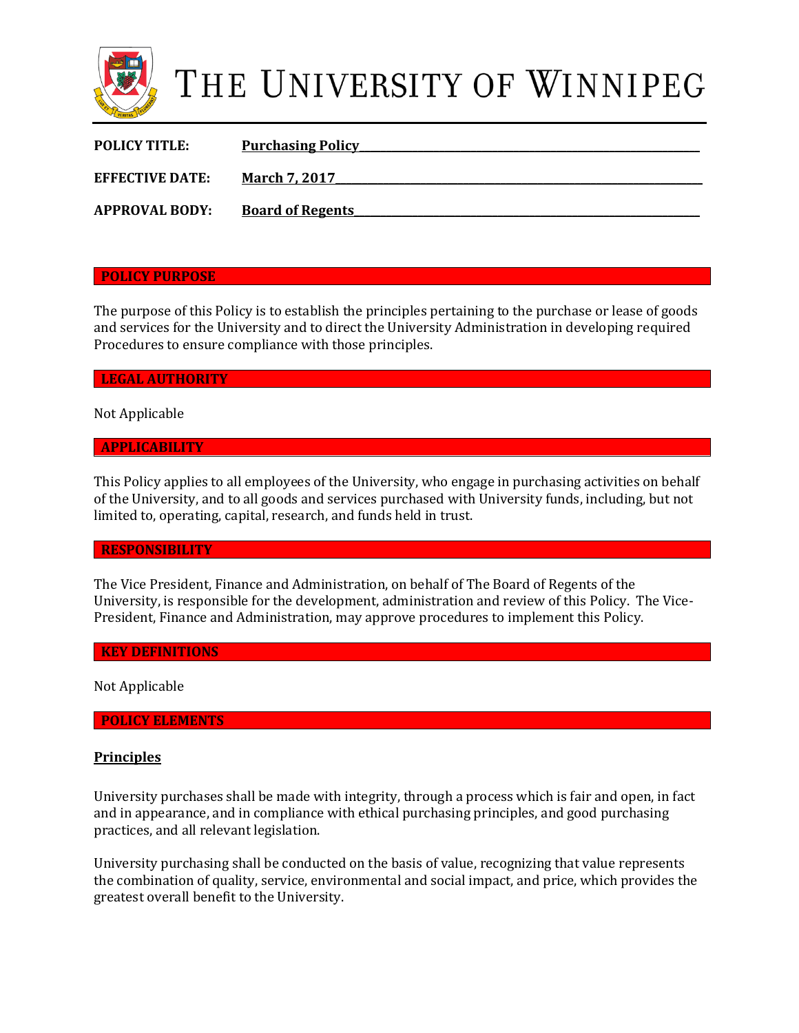# THE UNIVERSITY OF WINNIPEG

**POLICY TITLE:** **Purchasing Policy**

**EFFECTIVE DATE:** **March 7, 2017**

**APPROVAL BODY:** **Board of Regents**

## POLICY PURPOSE

The purpose of this Policy is to establish the principles pertaining to the purchase or lease of goods and services for the University and to direct the University Administration in developing required Procedures to ensure compliance with those principles.

## LEGAL AUTHORITY

Not Applicable

## APPLICABILITY

This Policy applies to all employees of the University, who engage in purchasing activities on behalf of the University, and to all goods and services purchased with University funds, including, but not limited to, operating, capital, research, and funds held in trust.

## RESPONSIBILITY

The Vice President, Finance and Administration, on behalf of The Board of Regents of the University, is responsible for the development, administration and review of this Policy. The Vice-President, Finance and Administration, may approve procedures to implement this Policy.

## KEY DEFINITIONS

Not Applicable

## POLICY ELEMENTS

### Principles

University purchases shall be made with integrity, through a process which is fair and open, in fact and in appearance, and in compliance with ethical purchasing principles, and good purchasing practices, and all relevant legislation.

University purchasing shall be conducted on the basis of value, recognizing that value represents the combination of quality, service, environmental and social impact, and price, which provides the greatest overall benefit to the University.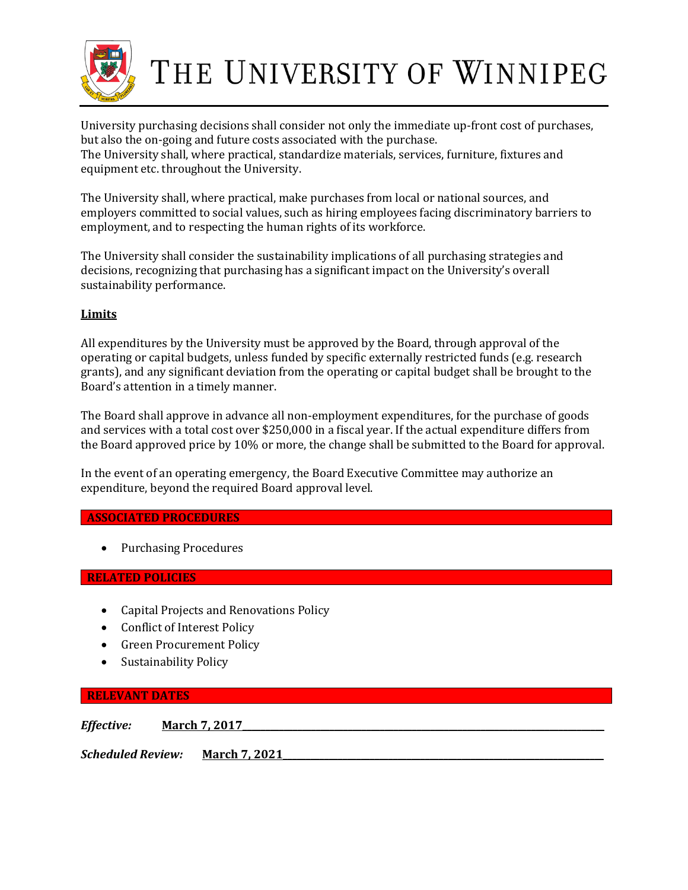University purchasing decisions shall consider not only the immediate up-front cost of purchases, but also the on-going and future costs associated with the purchase.
The University shall, where practical, standardize materials, services, furniture, fixtures and equipment etc. throughout the University.

The University shall, where practical, make purchases from local or national sources, and employers committed to social values, such as hiring employees facing discriminatory barriers to employment, and to respecting the human rights of its workforce.

The University shall consider the sustainability implications of all purchasing strategies and decisions, recognizing that purchasing has a significant impact on the University's overall sustainability performance.

**Limits**

All expenditures by the University must be approved by the Board, through approval of the operating or capital budgets, unless funded by specific externally restricted funds (e.g. research grants), and any significant deviation from the operating or capital budget shall be brought to the Board's attention in a timely manner.

The Board shall approve in advance all non-employment expenditures, for the purchase of goods and services with a total cost over $250,000 in a fiscal year. If the actual expenditure differs from the Board approved price by 10% or more, the change shall be submitted to the Board for approval.

In the event of an operating emergency, the Board Executive Committee may authorize an expenditure, beyond the required Board approval level.

## ASSOCIATED PROCEDURES

- Purchasing Procedures

## RELATED POLICIES

- Capital Projects and Renovations Policy
- Conflict of Interest Policy
- Green Procurement Policy
- Sustainability Policy

## RELEVANT DATES

***Effective:*** **March 7, 2017**

***Scheduled Review:*** **March 7, 2021**